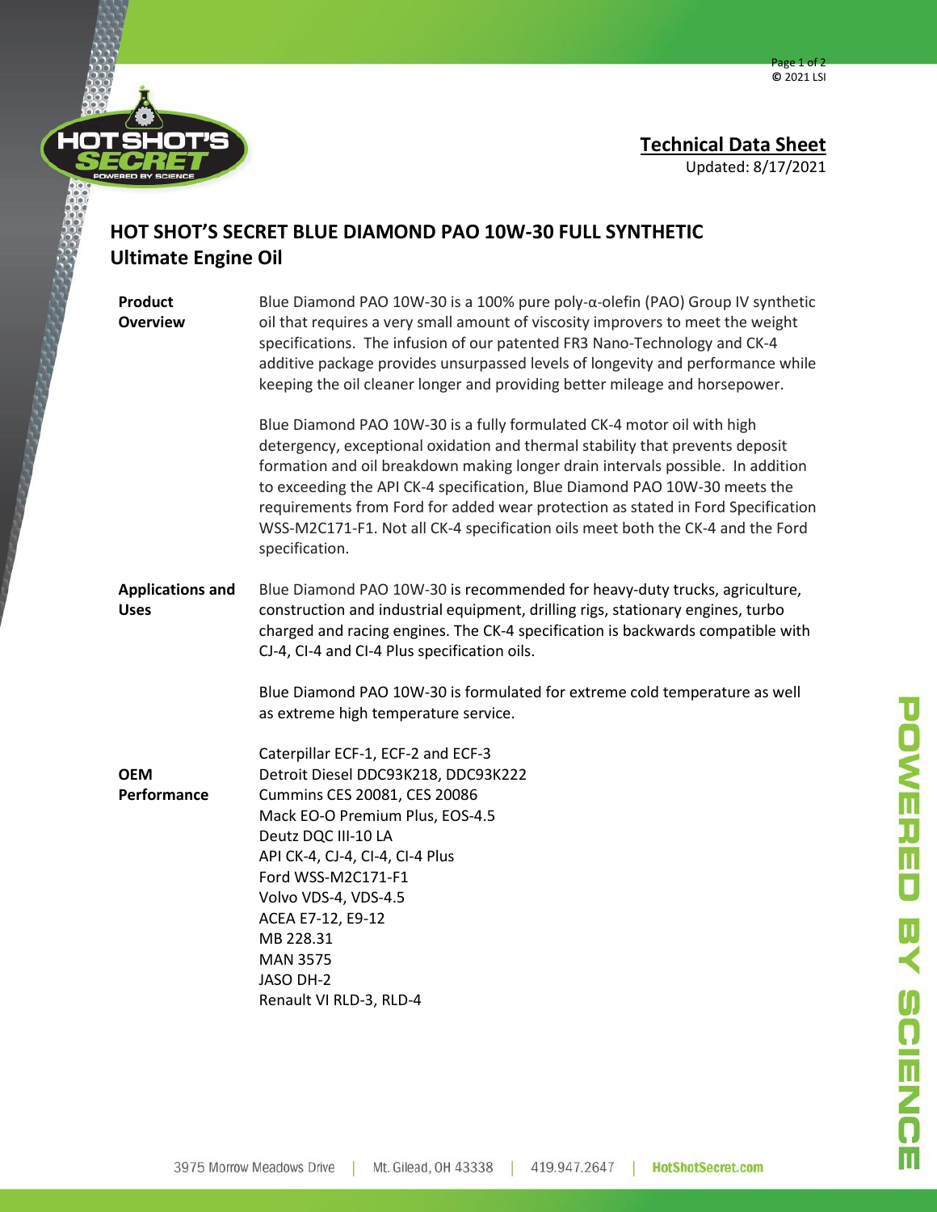## Technical Data Sheet

Updated: 8/17/2021

# HOT SHOT'S SECRET BLUE DIAMOND PAO 10W-30 FULL SYNTHETIC Ultimate Engine Oil

**Product Overview**

Blue Diamond PAO 10W-30 is a 100% pure poly-α-olefin (PAO) Group IV synthetic oil that requires a very small amount of viscosity improvers to meet the weight specifications. The infusion of our patented FR3 Nano-Technology and CK-4 additive package provides unsurpassed levels of longevity and performance while keeping the oil cleaner longer and providing better mileage and horsepower.

Blue Diamond PAO 10W-30 is a fully formulated CK-4 motor oil with high detergency, exceptional oxidation and thermal stability that prevents deposit formation and oil breakdown making longer drain intervals possible. In addition to exceeding the API CK-4 specification, Blue Diamond PAO 10W-30 meets the requirements from Ford for added wear protection as stated in Ford Specification WSS-M2C171-F1. Not all CK-4 specification oils meet both the CK-4 and the Ford specification.

**Applications and Uses**

Blue Diamond PAO 10W-30 is recommended for heavy-duty trucks, agriculture, construction and industrial equipment, drilling rigs, stationary engines, turbo charged and racing engines. The CK-4 specification is backwards compatible with CJ-4, CI-4 and CI-4 Plus specification oils.

Blue Diamond PAO 10W-30 is formulated for extreme cold temperature as well as extreme high temperature service.

**OEM Performance**

Caterpillar ECF-1, ECF-2 and ECF-3
Detroit Diesel DDC93K218, DDC93K222
Cummins CES 20081, CES 20086
Mack EO-O Premium Plus, EOS-4.5
Deutz DQC III-10 LA
API CK-4, CJ-4, CI-4, CI-4 Plus
Ford WSS-M2C171-F1
Volvo VDS-4, VDS-4.5
ACEA E7-12, E9-12
MB 228.31
MAN 3575
JASO DH-2
Renault VI RLD-3, RLD-4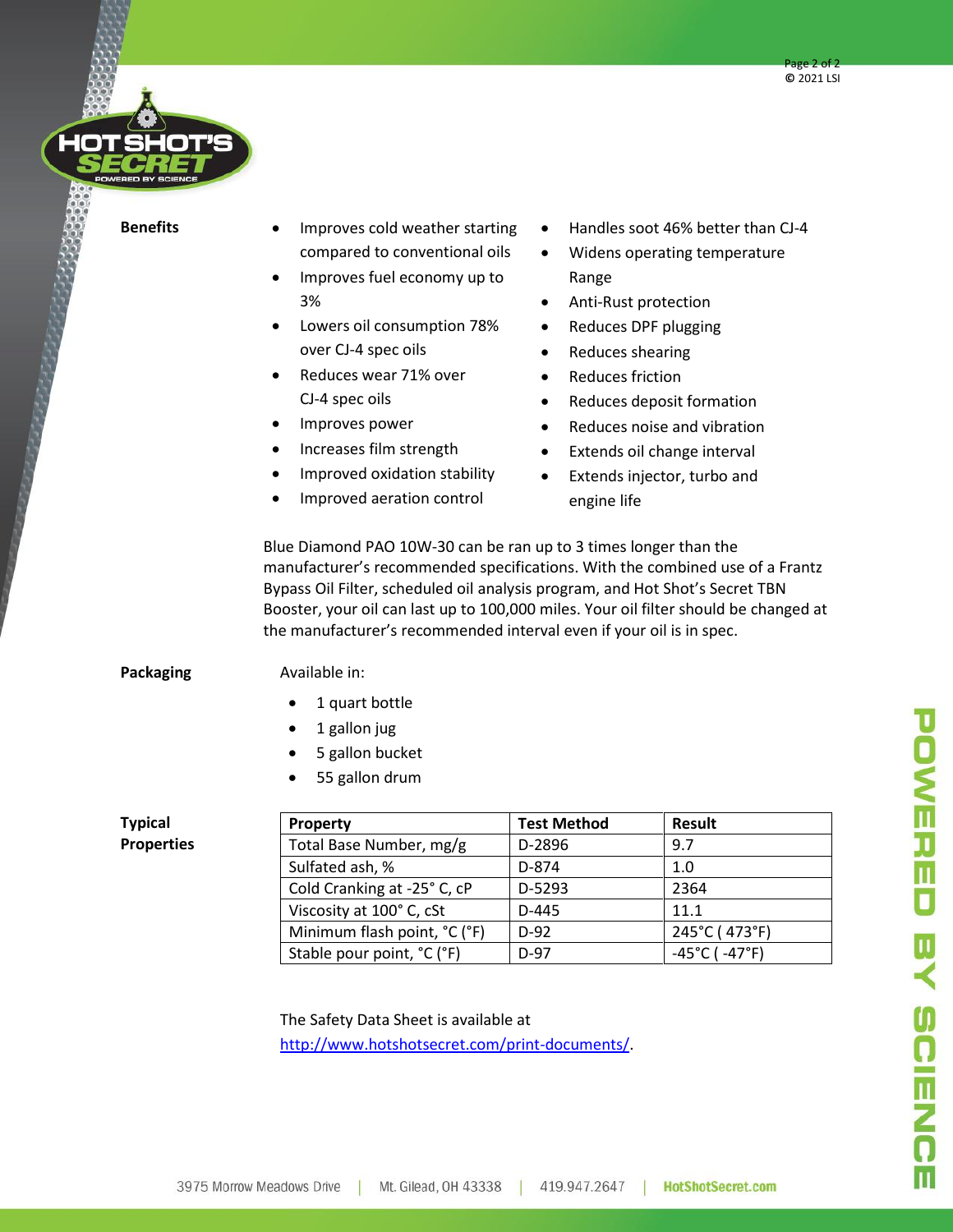**Benefits**

- Improves cold weather starting compared to conventional oils
- Improves fuel economy up to 3%
- Lowers oil consumption 78% over CJ-4 spec oils
- Reduces wear 71% over CJ-4 spec oils
- Improves power
- Increases film strength
- Improved oxidation stability
- Improved aeration control
- Handles soot 46% better than CJ-4
- Widens operating temperature Range
- Anti-Rust protection
- Reduces DPF plugging
- Reduces shearing
- Reduces friction
- Reduces deposit formation
- Reduces noise and vibration
- Extends oil change interval
- Extends injector, turbo and engine life

Blue Diamond PAO 10W-30 can be ran up to 3 times longer than the manufacturer's recommended specifications. With the combined use of a Frantz Bypass Oil Filter, scheduled oil analysis program, and Hot Shot's Secret TBN Booster, your oil can last up to 100,000 miles. Your oil filter should be changed at the manufacturer's recommended interval even if your oil is in spec.

**Packaging**

Available in:

- 1 quart bottle
- 1 gallon jug
- 5 gallon bucket
- 55 gallon drum

**Typical Properties**

| Property | Test Method | Result |
|---|---|---|
| Total Base Number, mg/g | D-2896 | 9.7 |
| Sulfated ash, % | D-874 | 1.0 |
| Cold Cranking at -25° C, cP | D-5293 | 2364 |
| Viscosity at 100° C, cSt | D-445 | 11.1 |
| Minimum flash point, °C (°F) | D-92 | 245°C ( 473°F) |
| Stable pour point, °C (°F) | D-97 | -45°C ( -47°F) |

The Safety Data Sheet is available at http://www.hotshotsecret.com/print-documents/.